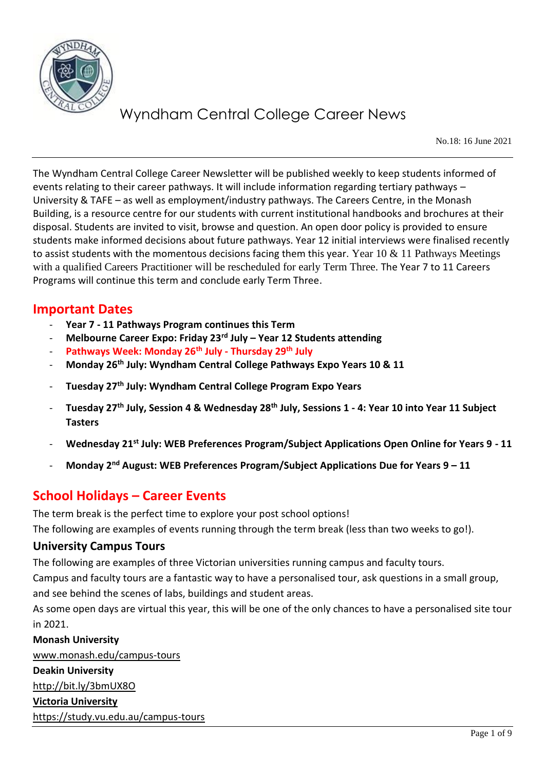# Wyndham Central College Career News

No.18: 16 June 2021

The Wyndham Central College Career Newsletter will be published weekly to keep students informed of events relating to their career pathways. It will include information regarding tertiary pathways – University & TAFE – as well as employment/industry pathways. The Careers Centre, in the Monash Building, is a resource centre for our students with current institutional handbooks and brochures at their disposal. Students are invited to visit, browse and question. An open door policy is provided to ensure students make informed decisions about future pathways. Year 12 initial interviews were finalised recently to assist students with the momentous decisions facing them this year. Year 10 & 11 Pathways Meetings with a qualified Careers Practitioner will be rescheduled for early Term Three. The Year 7 to 11 Careers Programs will continue this term and conclude early Term Three.

## Important Dates

- **Year 7 - 11 Pathways Program continues this Term**
- **Melbourne Career Expo: Friday 23rd July – Year 12 Students attending**
- **Pathways Week: Monday 26th July - Thursday 29th July**
- **Monday 26th July: Wyndham Central College Pathways Expo Years 10 & 11**
- **Tuesday 27th July: Wyndham Central College Program Expo Years**
- **Tuesday 27th July, Session 4 & Wednesday 28th July, Sessions 1 - 4: Year 10 into Year 11 Subject Tasters**
- **Wednesday 21st July: WEB Preferences Program/Subject Applications Open Online for Years 9 - 11**
- **Monday 2nd August: WEB Preferences Program/Subject Applications Due for Years 9 – 11**

## School Holidays – Career Events

The term break is the perfect time to explore your post school options!

The following are examples of events running through the term break (less than two weeks to go!).

### University Campus Tours

The following are examples of three Victorian universities running campus and faculty tours.

Campus and faculty tours are a fantastic way to have a personalised tour, ask questions in a small group, and see behind the scenes of labs, buildings and student areas.

As some open days are virtual this year, this will be one of the only chances to have a personalised site tour in 2021.

**Monash University**

www.monash.edu/campus-tours

**Deakin University**

http://bit.ly/3bmUX8O

**Victoria University**

https://study.vu.edu.au/campus-tours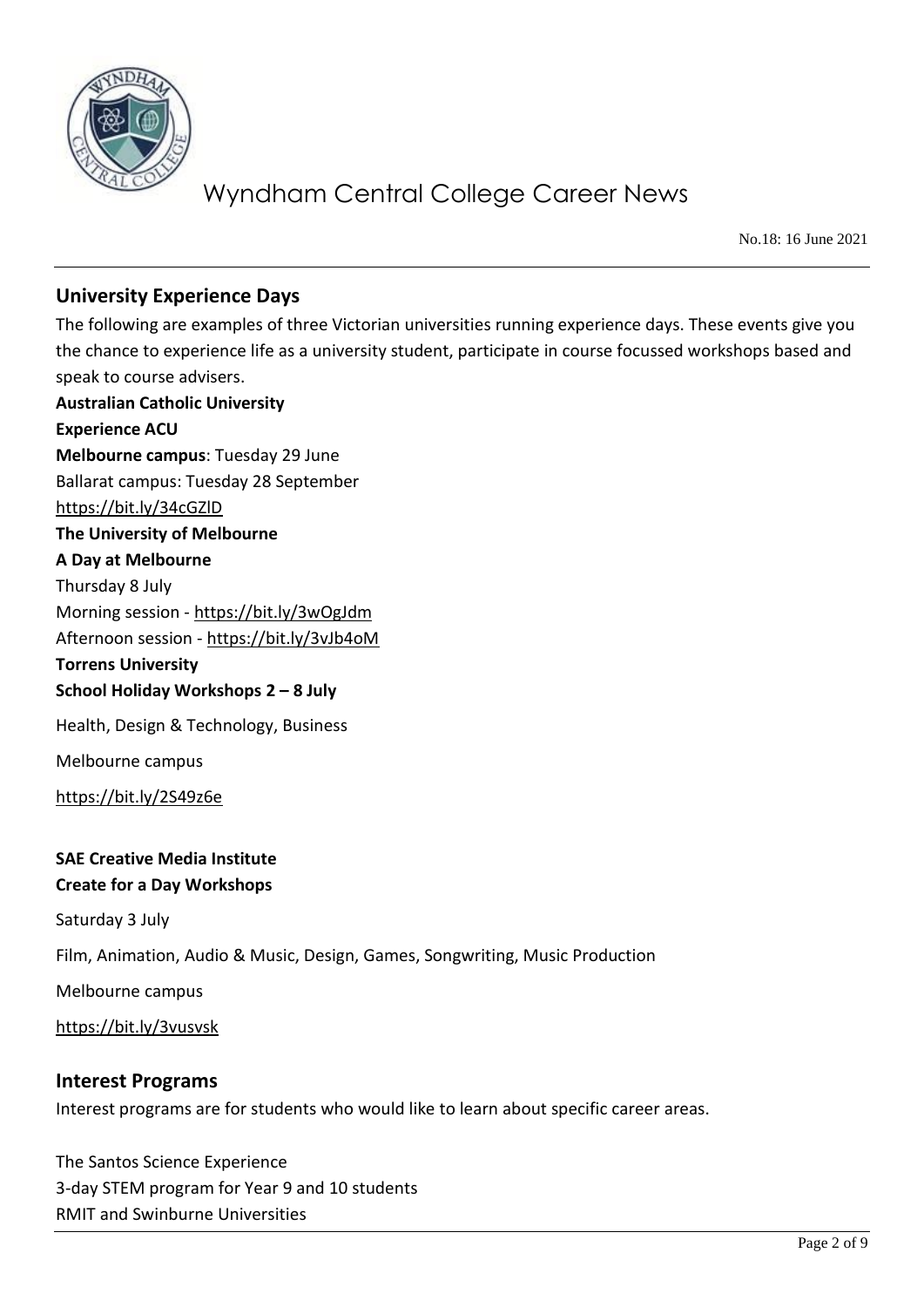## University Experience Days

The following are examples of three Victorian universities running experience days. These events give you the chance to experience life as a university student, participate in course focussed workshops based and speak to course advisers.

**Australian Catholic University**

**Experience ACU**

**Melbourne campus**: Tuesday 29 June

Ballarat campus: Tuesday 28 September

https://bit.ly/34cGZlD

**The University of Melbourne**

**A Day at Melbourne**

Thursday 8 July

Morning session - https://bit.ly/3wOgJdm

Afternoon session - https://bit.ly/3vJb4oM

**Torrens University**

**School Holiday Workshops 2 – 8 July**

Health, Design & Technology, Business

Melbourne campus

https://bit.ly/2S49z6e

**SAE Creative Media Institute**

**Create for a Day Workshops**

Saturday 3 July

Film, Animation, Audio & Music, Design, Games, Songwriting, Music Production

Melbourne campus

https://bit.ly/3vusvsk

## Interest Programs

Interest programs are for students who would like to learn about specific career areas.

The Santos Science Experience

3-day STEM program for Year 9 and 10 students

RMIT and Swinburne Universities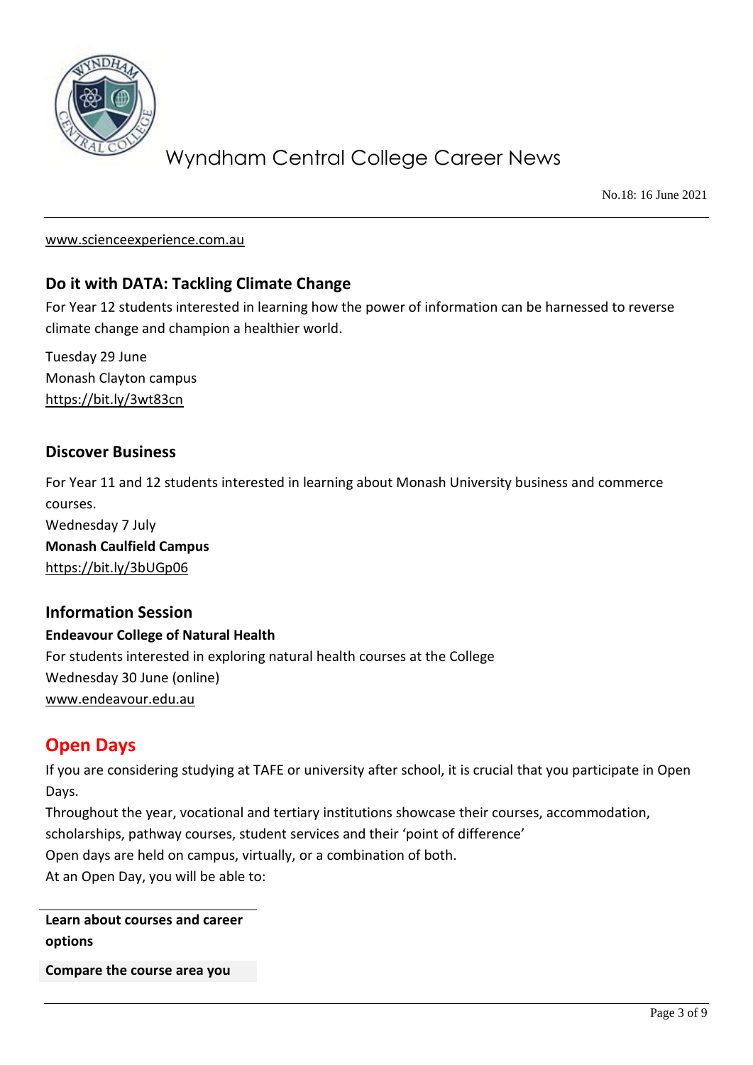www.scienceexperience.com.au

## Do it with DATA: Tackling Climate Change

For Year 12 students interested in learning how the power of information can be harnessed to reverse climate change and champion a healthier world.

Tuesday 29 June
Monash Clayton campus
https://bit.ly/3wt83cn

## Discover Business

For Year 11 and 12 students interested in learning about Monash University business and commerce courses.
Wednesday 7 July
**Monash Caulfield Campus**
https://bit.ly/3bUGp06

## Information Session

**Endeavour College of Natural Health**
For students interested in exploring natural health courses at the College
Wednesday 30 June (online)
www.endeavour.edu.au

# Open Days

If you are considering studying at TAFE or university after school, it is crucial that you participate in Open Days.
Throughout the year, vocational and tertiary institutions showcase their courses, accommodation, scholarships, pathway courses, student services and their 'point of difference'
Open days are held on campus, virtually, or a combination of both.
At an Open Day, you will be able to:

| |
|---|
| **Learn about courses and career options** |
| **Compare the course area you** |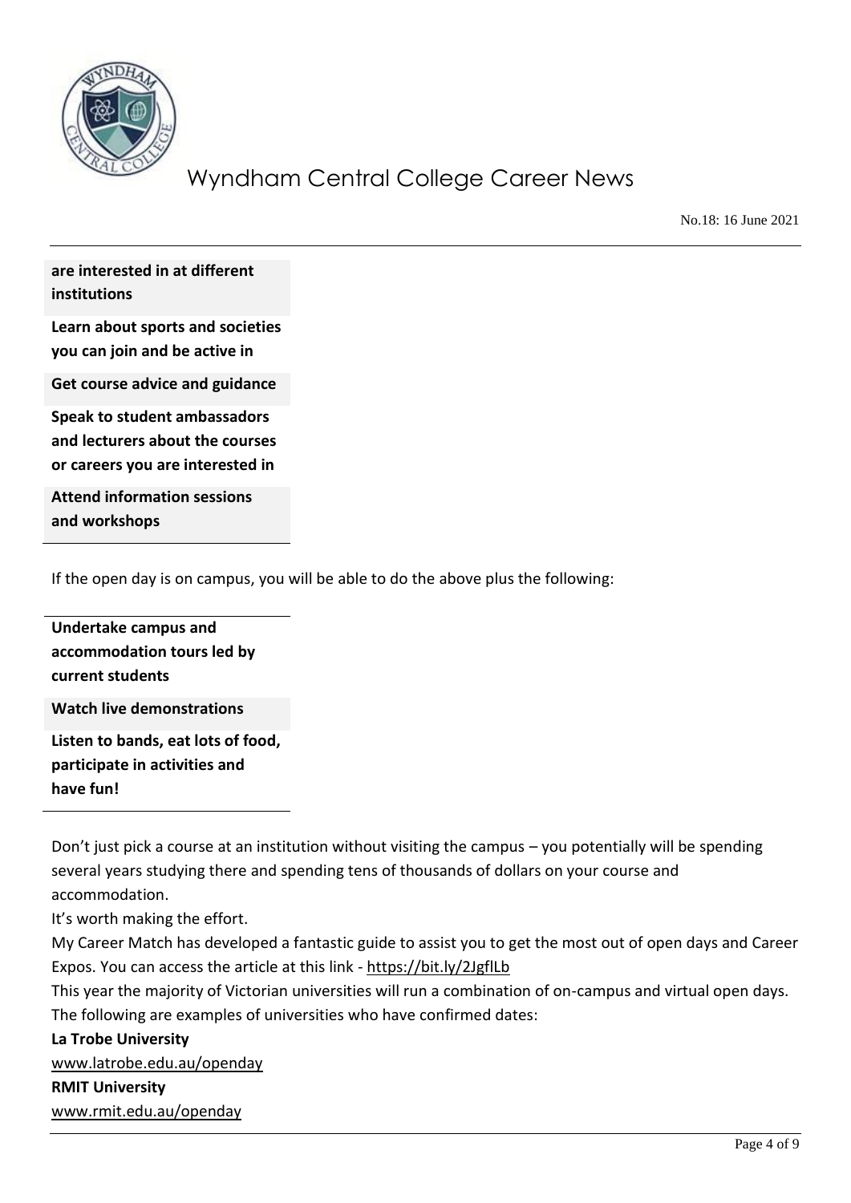**are interested in at different institutions**

**Learn about sports and societies you can join and be active in**

**Get course advice and guidance**

**Speak to student ambassadors and lecturers about the courses or careers you are interested in**

**Attend information sessions and workshops**

If the open day is on campus, you will be able to do the above plus the following:

**Undertake campus and accommodation tours led by current students**

**Watch live demonstrations**

**Listen to bands, eat lots of food, participate in activities and have fun!**

Don't just pick a course at an institution without visiting the campus – you potentially will be spending several years studying there and spending tens of thousands of dollars on your course and accommodation.

It's worth making the effort.

My Career Match has developed a fantastic guide to assist you to get the most out of open days and Career Expos. You can access the article at this link - https://bit.ly/2JgflLb

This year the majority of Victorian universities will run a combination of on-campus and virtual open days. The following are examples of universities who have confirmed dates:

**La Trobe University**

www.latrobe.edu.au/openday

**RMIT University**

www.rmit.edu.au/openday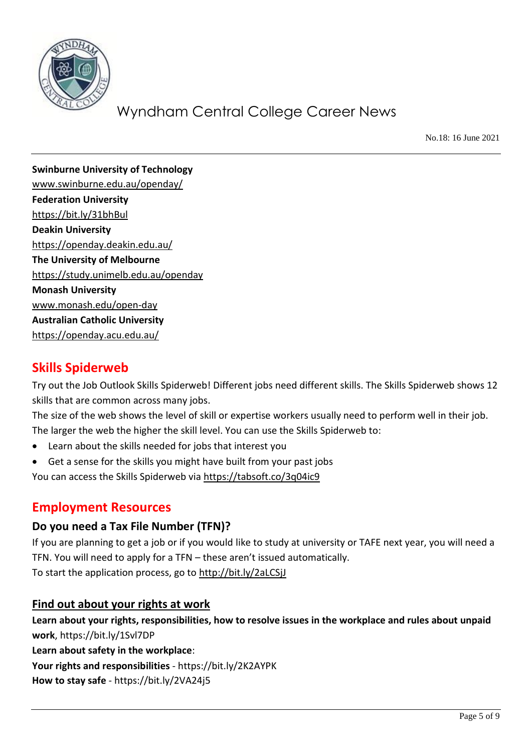**Swinburne University of Technology**
www.swinburne.edu.au/openday/
**Federation University**
https://bit.ly/31bhBul
**Deakin University**
https://openday.deakin.edu.au/
**The University of Melbourne**
https://study.unimelb.edu.au/openday
**Monash University**
www.monash.edu/open-day
**Australian Catholic University**
https://openday.acu.edu.au/

## Skills Spiderweb

Try out the Job Outlook Skills Spiderweb! Different jobs need different skills. The Skills Spiderweb shows 12 skills that are common across many jobs.
The size of the web shows the level of skill or expertise workers usually need to perform well in their job. The larger the web the higher the skill level. You can use the Skills Spiderweb to:

- Learn about the skills needed for jobs that interest you
- Get a sense for the skills you might have built from your past jobs

You can access the Skills Spiderweb via https://tabsoft.co/3q04ic9

## Employment Resources

### Do you need a Tax File Number (TFN)?

If you are planning to get a job or if you would like to study at university or TAFE next year, you will need a TFN. You will need to apply for a TFN – these aren't issued automatically.
To start the application process, go to http://bit.ly/2aLCSjJ

### Find out about your rights at work

**Learn about your rights, responsibilities, how to resolve issues in the workplace and rules about unpaid work**, https://bit.ly/1Svl7DP
**Learn about safety in the workplace**:
**Your rights and responsibilities** - https://bit.ly/2K2AYPK
**How to stay safe** - https://bit.ly/2VA24j5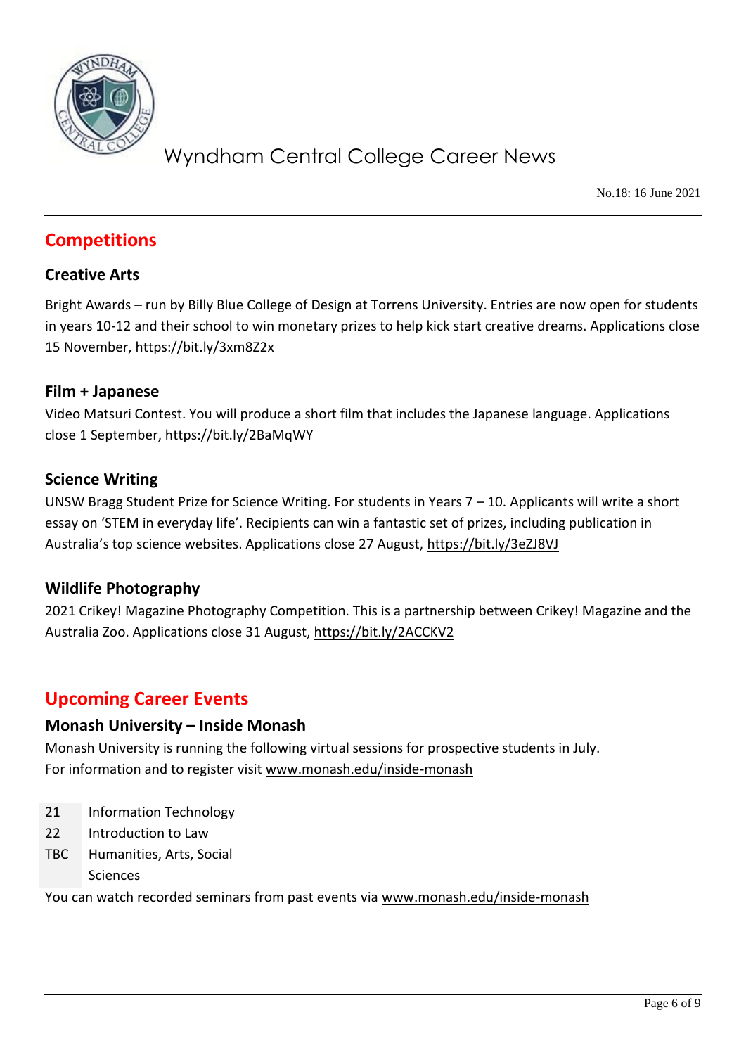## Competitions

### Creative Arts

Bright Awards – run by Billy Blue College of Design at Torrens University. Entries are now open for students in years 10-12 and their school to win monetary prizes to help kick start creative dreams. Applications close 15 November, https://bit.ly/3xm8Z2x

### Film + Japanese

Video Matsuri Contest. You will produce a short film that includes the Japanese language. Applications close 1 September, https://bit.ly/2BaMqWY

### Science Writing

UNSW Bragg Student Prize for Science Writing. For students in Years 7 – 10. Applicants will write a short essay on 'STEM in everyday life'. Recipients can win a fantastic set of prizes, including publication in Australia's top science websites. Applications close 27 August, https://bit.ly/3eZJ8VJ

### Wildlife Photography

2021 Crikey! Magazine Photography Competition. This is a partnership between Crikey! Magazine and the Australia Zoo. Applications close 31 August, https://bit.ly/2ACCKV2

## Upcoming Career Events

### Monash University – Inside Monash

Monash University is running the following virtual sessions for prospective students in July.
For information and to register visit www.monash.edu/inside-monash

| | |
|---|---|
| 21 | Information Technology |
| 22 | Introduction to Law |
| TBC | Humanities, Arts, Social Sciences |

You can watch recorded seminars from past events via www.monash.edu/inside-monash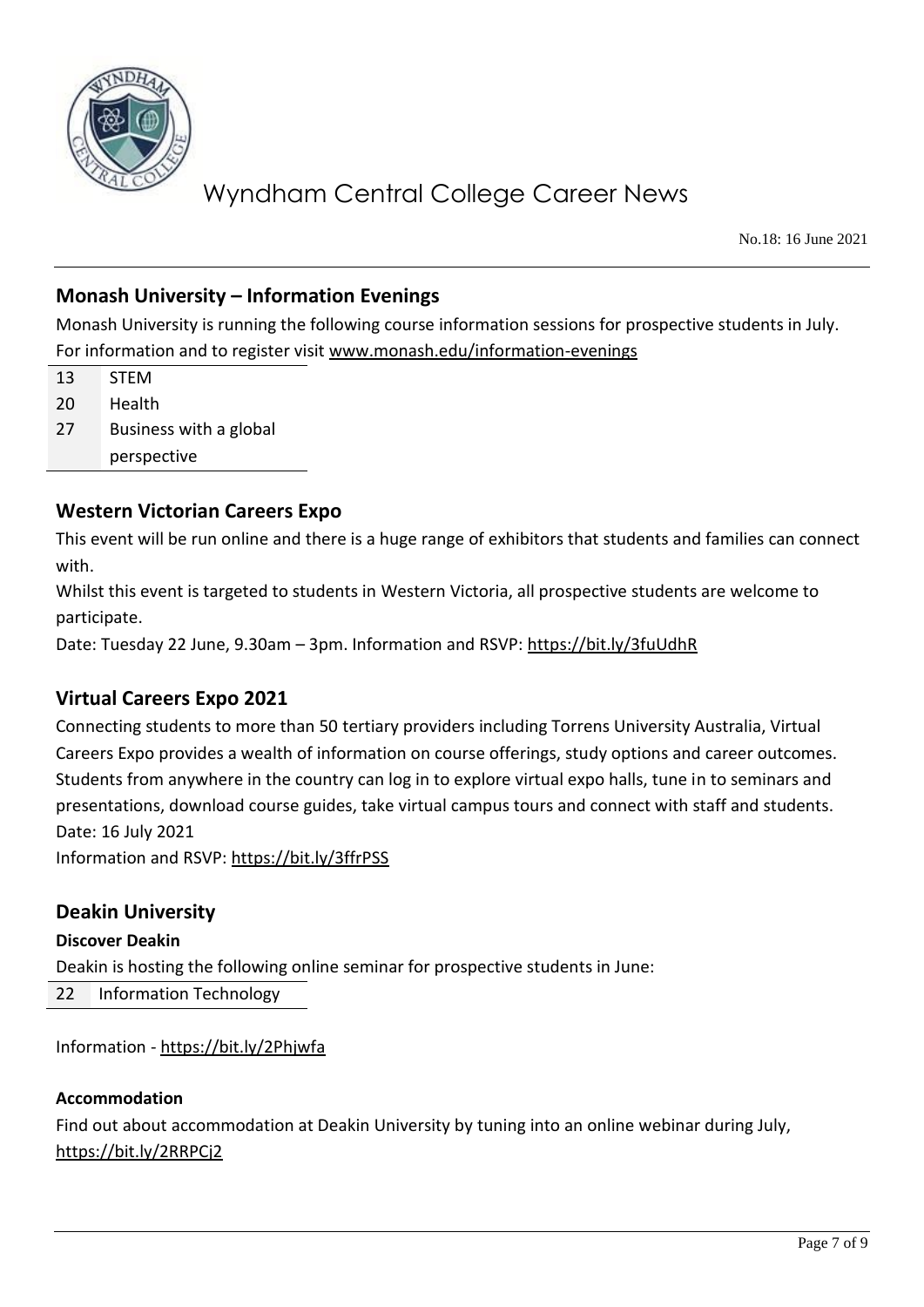## Monash University – Information Evenings

Monash University is running the following course information sessions for prospective students in July. For information and to register visit www.monash.edu/information-evenings

| | |
|---|---|
| 13 | STEM |
| 20 | Health |
| 27 | Business with a global perspective |

## Western Victorian Careers Expo

This event will be run online and there is a huge range of exhibitors that students and families can connect with.

Whilst this event is targeted to students in Western Victoria, all prospective students are welcome to participate.

Date: Tuesday 22 June, 9.30am – 3pm. Information and RSVP: https://bit.ly/3fuUdhR

## Virtual Careers Expo 2021

Connecting students to more than 50 tertiary providers including Torrens University Australia, Virtual Careers Expo provides a wealth of information on course offerings, study options and career outcomes. Students from anywhere in the country can log in to explore virtual expo halls, tune in to seminars and presentations, download course guides, take virtual campus tours and connect with staff and students.

Date: 16 July 2021

Information and RSVP: https://bit.ly/3ffrPSS

## Deakin University

### Discover Deakin

Deakin is hosting the following online seminar for prospective students in June:

| | |
|---|---|
| 22 | Information Technology |

Information - https://bit.ly/2Phjwfa

### Accommodation

Find out about accommodation at Deakin University by tuning into an online webinar during July, https://bit.ly/2RRPCj2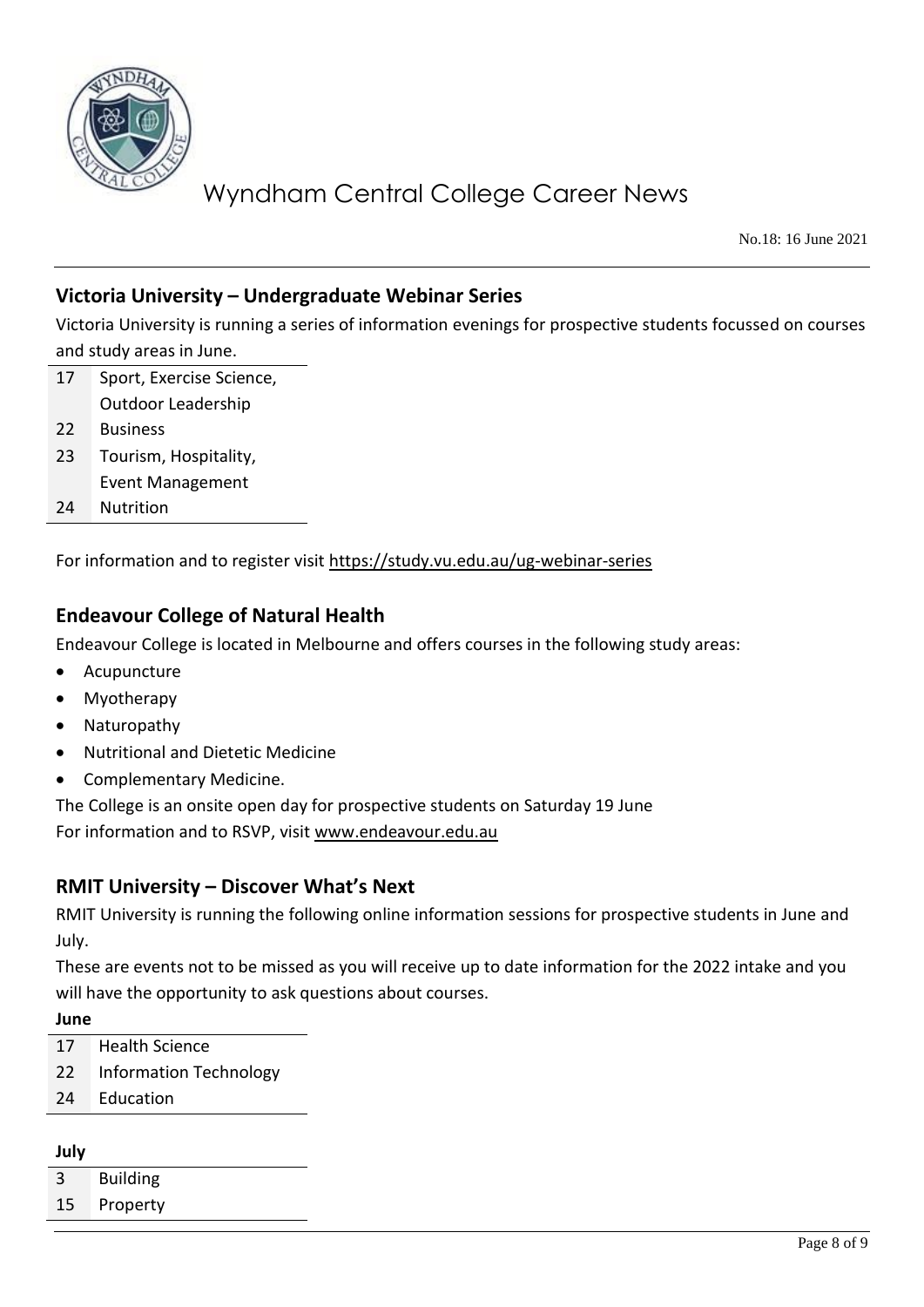## Victoria University – Undergraduate Webinar Series

Victoria University is running a series of information evenings for prospective students focussed on courses and study areas in June.

| | |
|---|---|
| 17 | Sport, Exercise Science, Outdoor Leadership |
| 22 | Business |
| 23 | Tourism, Hospitality, Event Management |
| 24 | Nutrition |

For information and to register visit https://study.vu.edu.au/ug-webinar-series

## Endeavour College of Natural Health

Endeavour College is located in Melbourne and offers courses in the following study areas:

- Acupuncture
- Myotherapy
- Naturopathy
- Nutritional and Dietetic Medicine
- Complementary Medicine.

The College is an onsite open day for prospective students on Saturday 19 June
For information and to RSVP, visit www.endeavour.edu.au

## RMIT University – Discover What's Next

RMIT University is running the following online information sessions for prospective students in June and July.

These are events not to be missed as you will receive up to date information for the 2022 intake and you will have the opportunity to ask questions about courses.

**June**

| | |
|---|---|
| 17 | Health Science |
| 22 | Information Technology |
| 24 | Education |

**July**

| | |
|---|---|
| 3 | Building |
| 15 | Property |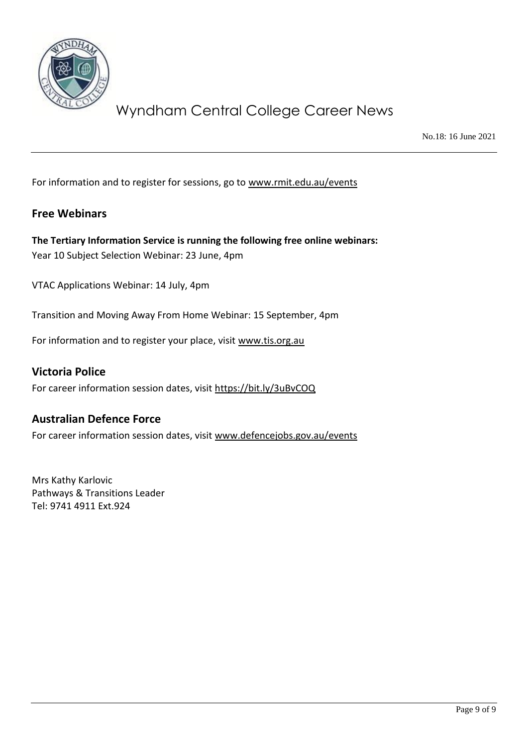For information and to register for sessions, go to www.rmit.edu.au/events

## Free Webinars

**The Tertiary Information Service is running the following free online webinars:**

Year 10 Subject Selection Webinar: 23 June, 4pm

VTAC Applications Webinar: 14 July, 4pm

Transition and Moving Away From Home Webinar: 15 September, 4pm

For information and to register your place, visit www.tis.org.au

## Victoria Police

For career information session dates, visit https://bit.ly/3uBvCOQ

## Australian Defence Force

For career information session dates, visit www.defencejobs.gov.au/events

Mrs Kathy Karlovic
Pathways & Transitions Leader
Tel: 9741 4911 Ext.924